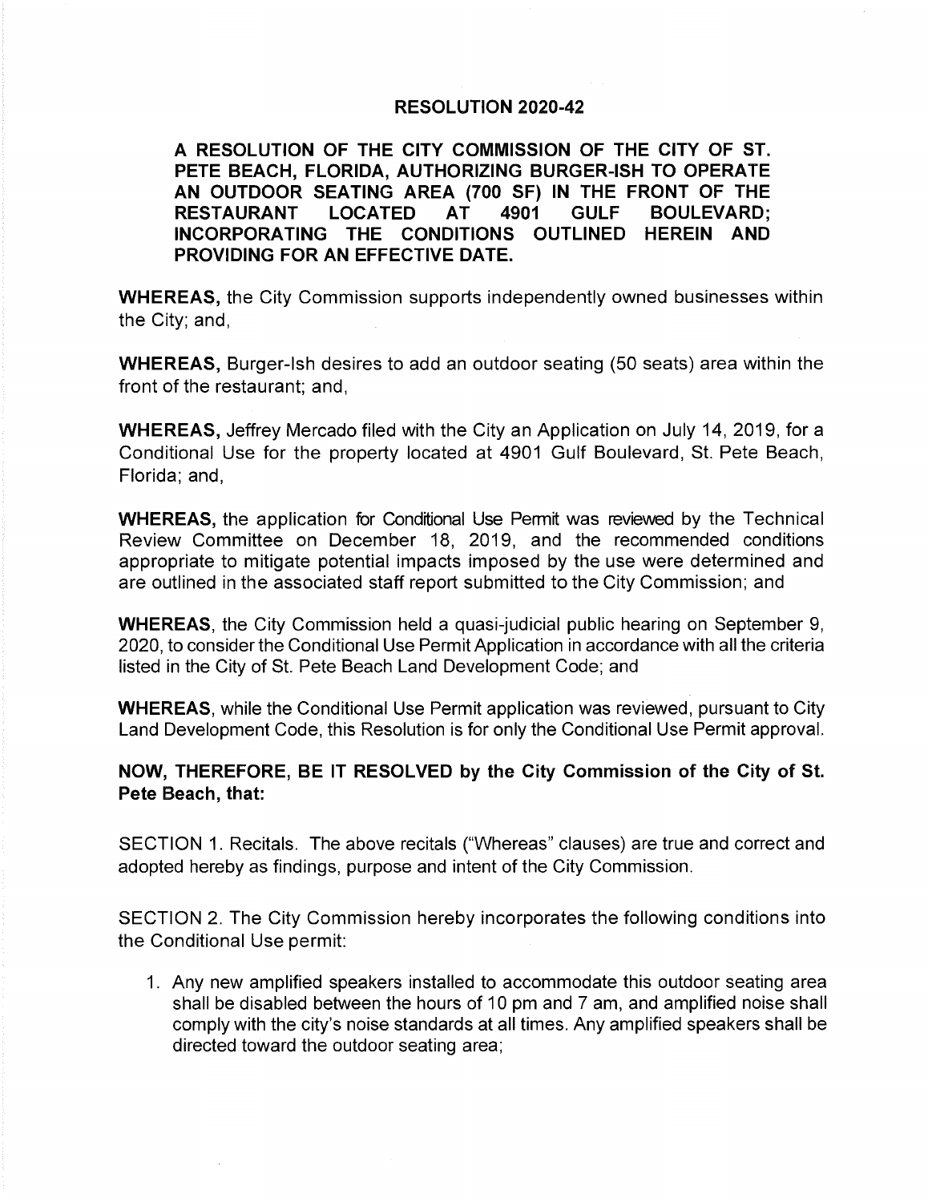# RESOLUTION 2020-42

**A RESOLUTION OF THE CITY COMMISSION OF THE CITY OF ST. PETE BEACH, FLORIDA, AUTHORIZING BURGER-ISH TO OPERATE AN OUTDOOR SEATING AREA (700 SF) IN THE FRONT OF THE RESTAURANT LOCATED AT 4901 GULF BOULEVARD; INCORPORATING THE CONDITIONS OUTLINED HEREIN AND PROVIDING FOR AN EFFECTIVE DATE.**

**WHEREAS,** the City Commission supports independently owned businesses within the City; and,

**WHEREAS,** Burger-Ish desires to add an outdoor seating (50 seats) area within the front of the restaurant; and,

**WHEREAS,** Jeffrey Mercado filed with the City an Application on July 14, 2019, for a Conditional Use for the property located at 4901 Gulf Boulevard, St. Pete Beach, Florida; and,

**WHEREAS,** the application for Conditional Use Permit was reviewed by the Technical Review Committee on December 18, 2019, and the recommended conditions appropriate to mitigate potential impacts imposed by the use were determined and are outlined in the associated staff report submitted to the City Commission; and

**WHEREAS**, the City Commission held a quasi-judicial public hearing on September 9, 2020, to consider the Conditional Use Permit Application in accordance with all the criteria listed in the City of St. Pete Beach Land Development Code; and

**WHEREAS**, while the Conditional Use Permit application was reviewed, pursuant to City Land Development Code, this Resolution is for only the Conditional Use Permit approval.

**NOW, THEREFORE, BE IT RESOLVED by the City Commission of the City of St. Pete Beach, that:**

SECTION 1. Recitals. The above recitals ("Whereas" clauses) are true and correct and adopted hereby as findings, purpose and intent of the City Commission.

SECTION 2. The City Commission hereby incorporates the following conditions into the Conditional Use permit:

1. Any new amplified speakers installed to accommodate this outdoor seating area shall be disabled between the hours of 10 pm and 7 am, and amplified noise shall comply with the city's noise standards at all times. Any amplified speakers shall be directed toward the outdoor seating area;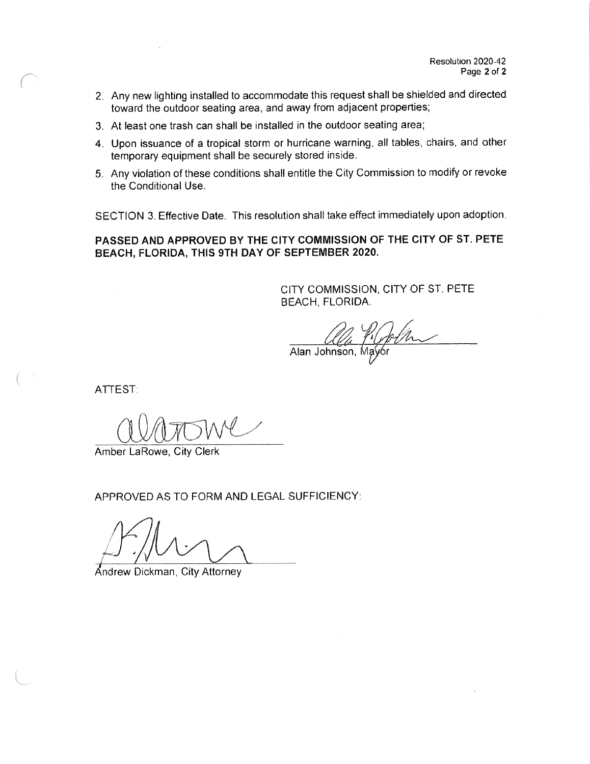2. Any new lighting installed to accommodate this request shall be shielded and directed toward the outdoor seating area, and away from adjacent properties;
3. At least one trash can shall be installed in the outdoor seating area;
4. Upon issuance of a tropical storm or hurricane warning, all tables, chairs, and other temporary equipment shall be securely stored inside.
5. Any violation of these conditions shall entitle the City Commission to modify or revoke the Conditional Use.

SECTION 3. Effective Date. This resolution shall take effect immediately upon adoption.

**PASSED AND APPROVED BY THE CITY COMMISSION OF THE CITY OF ST. PETE BEACH, FLORIDA, THIS 9TH DAY OF SEPTEMBER 2020.**

CITY COMMISSION, CITY OF ST. PETE BEACH, FLORIDA.

Alan Johnson, Mayor

ATTEST:

Amber LaRowe, City Clerk

APPROVED AS TO FORM AND LEGAL SUFFICIENCY:

Andrew Dickman, City Attorney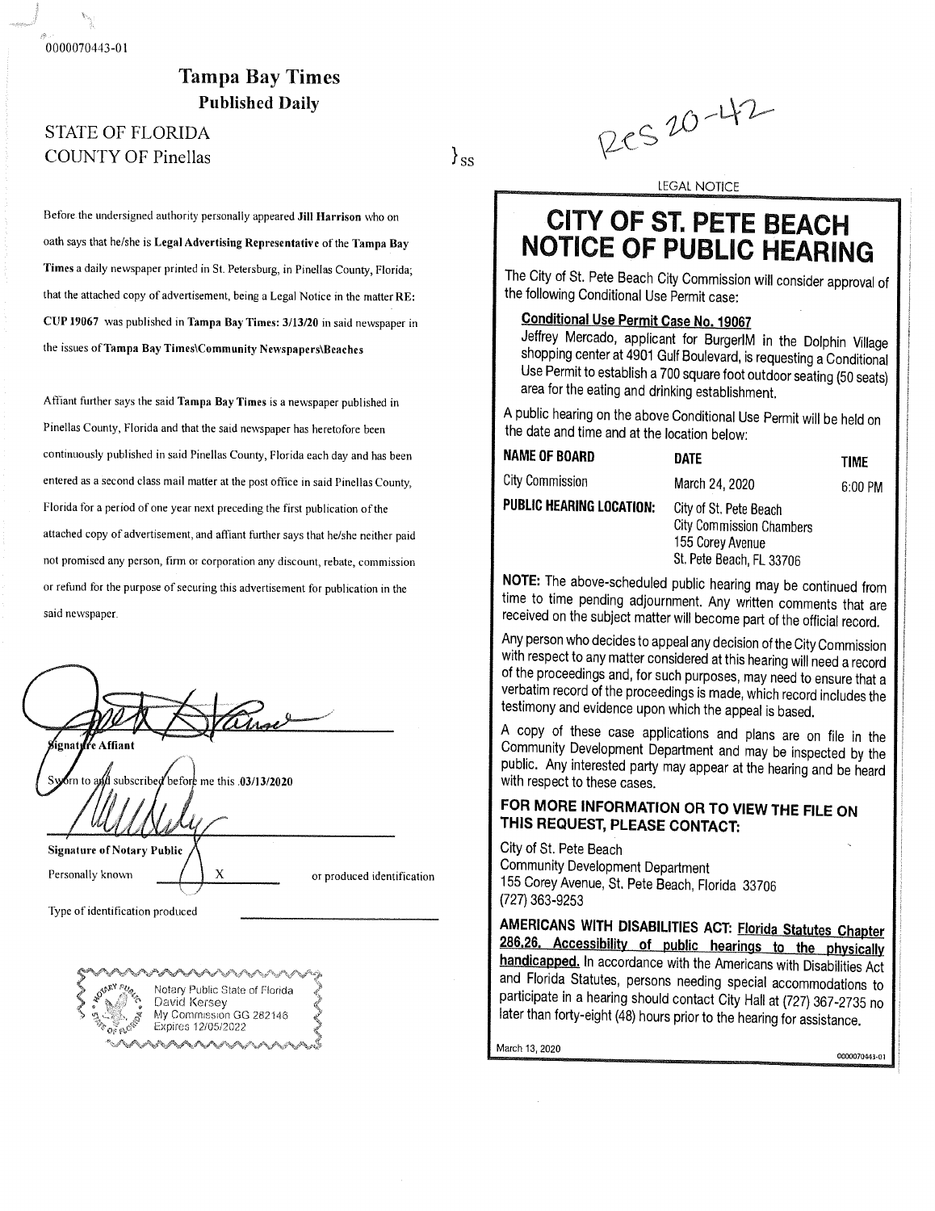0000070443-01

## Tampa Bay Times

**Published Daily**

STATE OF FLORIDA
COUNTY OF Pinellas } ss

Res 20-42

Before the undersigned authority personally appeared **Jill Harrison** who on oath says that he/she is **Legal Advertising Representative** of the **Tampa Bay Times** a daily newspaper printed in St. Petersburg, in Pinellas County, Florida; that the attached copy of advertisement, being a Legal Notice in the matter **RE: CUP 19067** was published in **Tampa Bay Times: 3/13/20** in said newspaper in the issues of **Tampa Bay Times\Community Newspapers\Beaches**

Affiant further says the said **Tampa Bay Times** is a newspaper published in Pinellas County, Florida and that the said newspaper has heretofore been continuously published in said Pinellas County, Florida each day and has been entered as a second class mail matter at the post office in said Pinellas County, Florida for a period of one year next preceding the first publication of the attached copy of advertisement, and affiant further says that he/she neither paid not promised any person, firm or corporation any discount, rebate, commission or refund for the purpose of securing this advertisement for publication in the said newspaper.

**Signature Affiant**

Sworn to and subscribed before me this .03/13/2020

**Signature of Notary Public**

Personally known X or produced identification

Type of identification produced

Notary Public State of Florida
David Kersey
My Commission GG 282146
Expires 12/05/2022

LEGAL NOTICE

# CITY OF ST. PETE BEACH NOTICE OF PUBLIC HEARING

The City of St. Pete Beach City Commission will consider approval of the following Conditional Use Permit case:

**Conditional Use Permit Case No. 19067**

Jeffrey Mercado, applicant for BurgerIM in the Dolphin Village shopping center at 4901 Gulf Boulevard, is requesting a Conditional Use Permit to establish a 700 square foot outdoor seating (50 seats) area for the eating and drinking establishment.

A public hearing on the above Conditional Use Permit will be held on the date and time and at the location below:

| NAME OF BOARD | DATE | TIME |
|---|---|---|
| City Commission | March 24, 2020 | 6:00 PM |
| **PUBLIC HEARING LOCATION:** | City of St. Pete Beach<br>City Commission Chambers<br>155 Corey Avenue<br>St. Pete Beach, FL 33706 | |

**NOTE:** The above-scheduled public hearing may be continued from time to time pending adjournment. Any written comments that are received on the subject matter will become part of the official record.

Any person who decides to appeal any decision of the City Commission with respect to any matter considered at this hearing will need a record of the proceedings and, for such purposes, may need to ensure that a verbatim record of the proceedings is made, which record includes the testimony and evidence upon which the appeal is based.

A copy of these case applications and plans are on file in the Community Development Department and may be inspected by the public. Any interested party may appear at the hearing and be heard with respect to these cases.

**FOR MORE INFORMATION OR TO VIEW THE FILE ON THIS REQUEST, PLEASE CONTACT:**

City of St. Pete Beach
Community Development Department
155 Corey Avenue, St. Pete Beach, Florida 33706
(727) 363-9253

**AMERICANS WITH DISABILITIES ACT: Florida Statutes Chapter 286.26. Accessibility of public hearings to the physically handicapped.** In accordance with the Americans with Disabilities Act and Florida Statutes, persons needing special accommodations to participate in a hearing should contact City Hall at (727) 367-2735 no later than forty-eight (48) hours prior to the hearing for assistance.

March 13, 2020 0000070443-01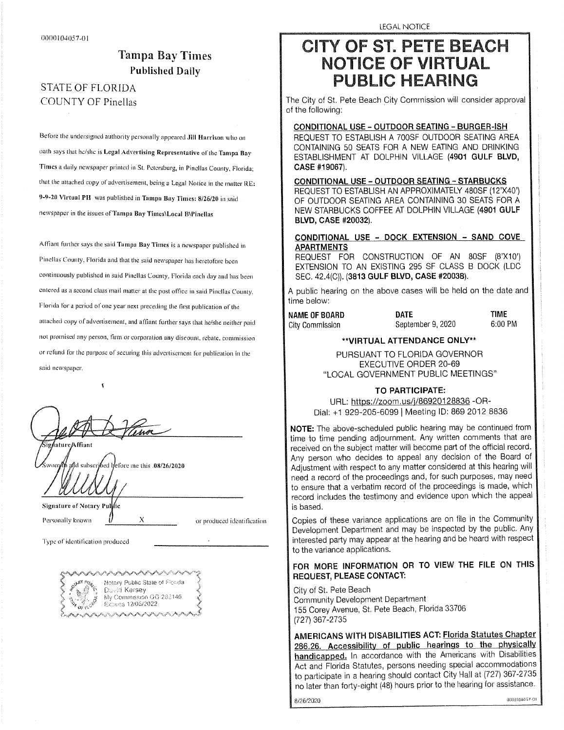0000104057-01

**Tampa Bay Times**
**Published Daily**

STATE OF FLORIDA
COUNTY OF Pinellas

Before the undersigned authority personally appeared **Jill Harrison** who on oath says that he/she is **Legal Advertising Representative** of the **Tampa Bay Times** a daily newspaper printed in St. Petersburg, in Pinellas County, Florida; that the attached copy of advertisement, being a Legal Notice in the matter RE: **9-9-20 Virtual PH** was published in **Tampa Bay Times: 8/26/20** in said newspaper in the issues of **Tampa Bay Times\Local B\Pinellas**

Affiant further says the said **Tampa Bay Times** is a newspaper published in Pinellas County, Florida and that the said newspaper has heretofore been continuously published in said Pinellas County, Florida each day and has been entered as a second class mail matter at the post office in said Pinellas County, Florida for a period of one year next preceding the first publication of the attached copy of advertisement, and affiant further says that he/she neither paid not promised any person, firm or corporation any discount, rebate, commission or refund for the purpose of securing this advertisement for publication in the said newspaper.

Signature Affiant

Sworn to and subscribed before me this .08/26/2020

**Signature of Notary Public**

Personally known X or produced identification

Type of identification produced ____________

Notary Public State of Florida
David Kersey
My Commission GG 282146
Expires 12/05/2022

LEGAL NOTICE

# CITY OF ST. PETE BEACH NOTICE OF VIRTUAL PUBLIC HEARING

The City of St. Pete Beach City Commission will consider approval of the following:

**CONDITIONAL USE - OUTDOOR SEATING - BURGER-ISH**
REQUEST TO ESTABLISH A 700SF OUTDOOR SEATING AREA CONTAINING 50 SEATS FOR A NEW EATING AND DRINKING ESTABLISHMENT AT DOLPHIN VILLAGE (**4901 GULF BLVD, CASE #19067**).

**CONDITIONAL USE - OUTDOOR SEATING - STARBUCKS**
REQUEST TO ESTABLISH AN APPROXIMATELY 480SF (12'X40') OF OUTDOOR SEATING AREA CONTAINING 30 SEATS FOR A NEW STARBUCKS COFFEE AT DOLPHIN VILLAGE (**4901 GULF BLVD, CASE #20032**).

**CONDITIONAL USE - DOCK EXTENSION - SAND COVE APARTMENTS**
REQUEST FOR CONSTRUCTION OF AN 80SF (8'X10') EXTENSION TO AN EXISTING 295 SF CLASS B DOCK (LDC SEC. 42.4(C)). (**3813 GULF BLVD, CASE #20038**).

A public hearing on the above cases will be held on the date and time below:

| NAME OF BOARD | DATE | TIME |
|---|---|---|
| City Commission | September 9, 2020 | 6:00 PM |

**\*\*VIRTUAL ATTENDANCE ONLY\*\***

PURSUANT TO FLORIDA GOVERNOR EXECUTIVE ORDER 20-69 "LOCAL GOVERNMENT PUBLIC MEETINGS"

**TO PARTICIPATE:**

URL: https://zoom.us/j/86920128836 -OR-
Dial: +1 929-205-6099 | Meeting ID: 869 2012 8836

**NOTE:** The above-scheduled public hearing may be continued from time to time pending adjournment. Any written comments that are received on the subject matter will become part of the official record. Any person who decides to appeal any decision of the Board of Adjustment with respect to any matter considered at this hearing will need a record of the proceedings and, for such purposes, may need to ensure that a verbatim record of the proceedings is made, which record includes the testimony and evidence upon which the appeal is based.

Copies of these variance applications are on file in the Community Development Department and may be inspected by the public. Any interested party may appear at the hearing and be heard with respect to the variance applications.

**FOR MORE INFORMATION OR TO VIEW THE FILE ON THIS REQUEST, PLEASE CONTACT:**

City of St. Pete Beach
Community Development Department
155 Corey Avenue, St. Pete Beach, Florida 33706
(727) 367-2735

**AMERICANS WITH DISABILITIES ACT: Florida Statutes Chapter 286.26. Accessibility of public hearings to the physically handicapped.** In accordance with the Americans with Disabilities Act and Florida Statutes, persons needing special accommodations to participate in a hearing should contact City Hall at (727) 367-2735 no later than forty-eight (48) hours prior to the hearing for assistance.

8/26/2020 0000104057-01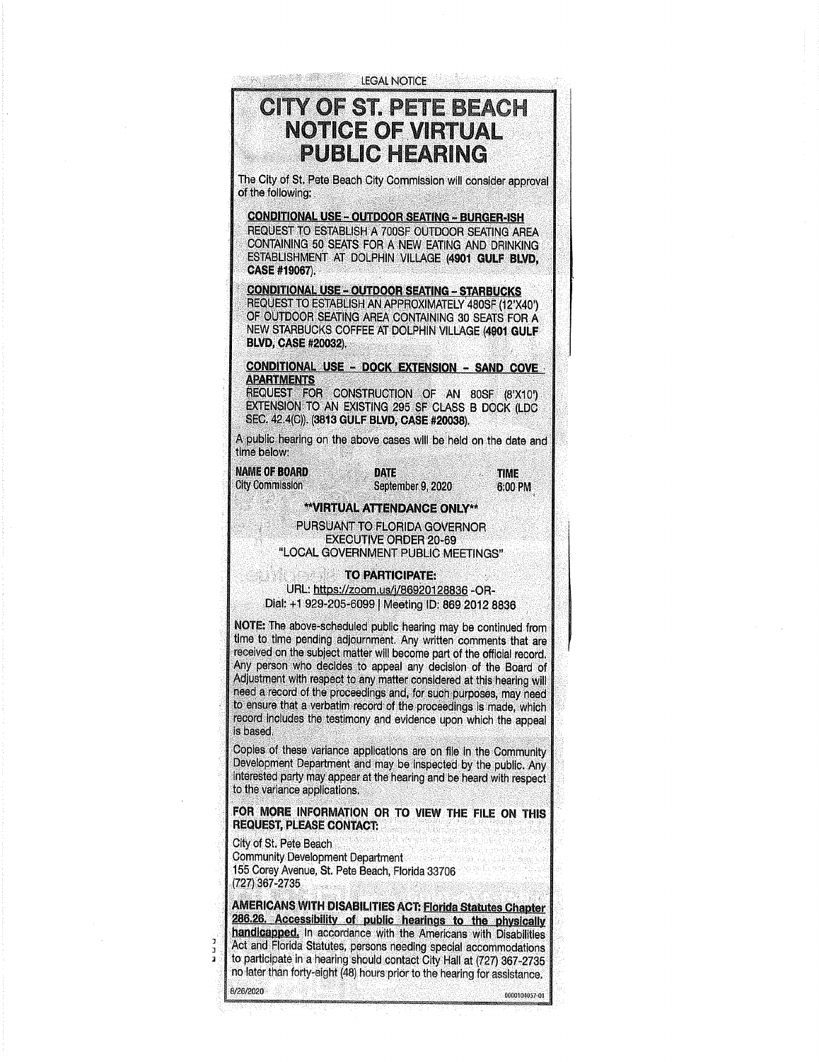LEGAL NOTICE

# CITY OF ST. PETE BEACH NOTICE OF VIRTUAL PUBLIC HEARING

The City of St. Pete Beach City Commission will consider approval of the following:

**CONDITIONAL USE – OUTDOOR SEATING – BURGER-ISH**
REQUEST TO ESTABLISH A 700SF OUTDOOR SEATING AREA CONTAINING 50 SEATS FOR A NEW EATING AND DRINKING ESTABLISHMENT AT DOLPHIN VILLAGE **(4901 GULF BLVD, CASE #19067)**.

**CONDITIONAL USE – OUTDOOR SEATING – STARBUCKS**
REQUEST TO ESTABLISH AN APPROXIMATELY 480SF (12'X40') OF OUTDOOR SEATING AREA CONTAINING 30 SEATS FOR A NEW STARBUCKS COFFEE AT DOLPHIN VILLAGE **(4901 GULF BLVD, CASE #20032)**.

**CONDITIONAL USE – DOCK EXTENSION – SAND COVE APARTMENTS**
REQUEST FOR CONSTRUCTION OF AN 80SF (8'X10') EXTENSION TO AN EXISTING 295 SF CLASS B DOCK (LDC SEC. 42.4(C)). **(3813 GULF BLVD, CASE #20038)**.

A public hearing on the above cases will be held on the date and time below:

| NAME OF BOARD | DATE | TIME |
| --- | --- | --- |
| City Commission | September 9, 2020 | 6:00 PM |

**\*\*VIRTUAL ATTENDANCE ONLY\*\***

PURSUANT TO FLORIDA GOVERNOR EXECUTIVE ORDER 20-69 "LOCAL GOVERNMENT PUBLIC MEETINGS"

**TO PARTICIPATE:**
URL: https://zoom.us/j/86920128836 -OR-
Dial: +1 929-205-6099 | Meeting ID: 869 2012 8836

**NOTE:** The above-scheduled public hearing may be continued from time to time pending adjournment. Any written comments that are received on the subject matter will become part of the official record. Any person who decides to appeal any decision of the Board of Adjustment with respect to any matter considered at this hearing will need a record of the proceedings and, for such purposes, may need to ensure that a verbatim record of the proceedings is made, which record includes the testimony and evidence upon which the appeal is based.

Copies of these variance applications are on file in the Community Development Department and may be inspected by the public. Any interested party may appear at the hearing and be heard with respect to the variance applications.

**FOR MORE INFORMATION OR TO VIEW THE FILE ON THIS REQUEST, PLEASE CONTACT:**

City of St. Pete Beach
Community Development Department
155 Corey Avenue, St. Pete Beach, Florida 33706
(727) 367-2735

**AMERICANS WITH DISABILITIES ACT: Florida Statutes Chapter 286.26. Accessibility of public hearings to the physically handicapped.** In accordance with the Americans with Disabilities Act and Florida Statutes, persons needing special accommodations to participate in a hearing should contact City Hall at (727) 367-2735 no later than forty-eight (48) hours prior to the hearing for assistance.

8/26/2020 0000104057-01